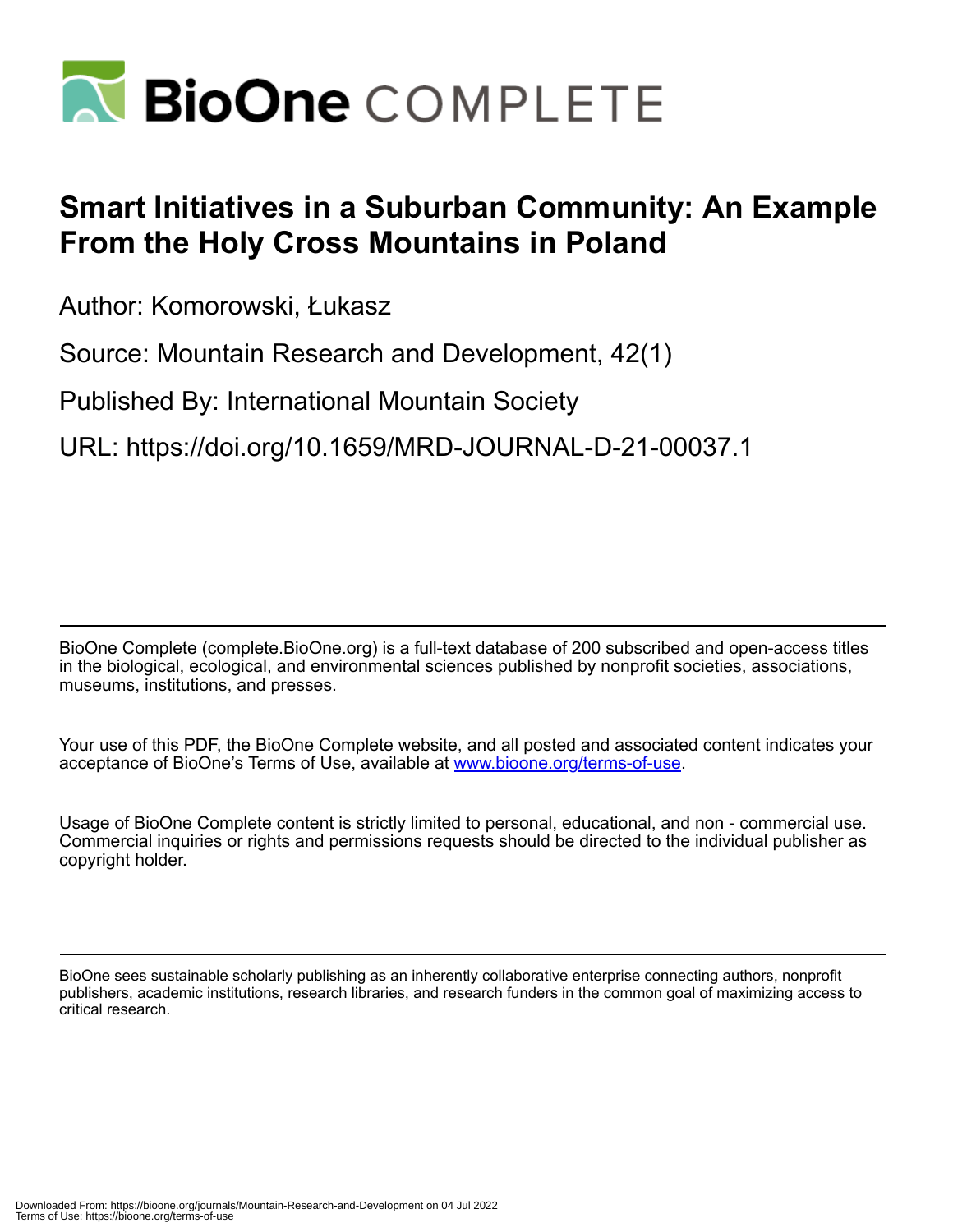# Smart Initiatives in a Suburban Community: An Example From the Holy Cross Mountains in Poland

Author: Komorowski, Łukasz

Source: Mountain Research and Development, 42(1)

Published By: International Mountain Society

URL: https://doi.org/10.1659/MRD-JOURNAL-D-21-00037.1

BioOne Complete (complete.BioOne.org) is a full-text database of 200 subscribed and open-access titles in the biological, ecological, and environmental sciences published by nonprofit societies, associations, museums, institutions, and presses.

Your use of this PDF, the BioOne Complete website, and all posted and associated content indicates your acceptance of BioOne's Terms of Use, available at www.bioone.org/terms-of-use.

Usage of BioOne Complete content is strictly limited to personal, educational, and non - commercial use. Commercial inquiries or rights and permissions requests should be directed to the individual publisher as copyright holder.

BioOne sees sustainable scholarly publishing as an inherently collaborative enterprise connecting authors, nonprofit publishers, academic institutions, research libraries, and research funders in the common goal of maximizing access to critical research.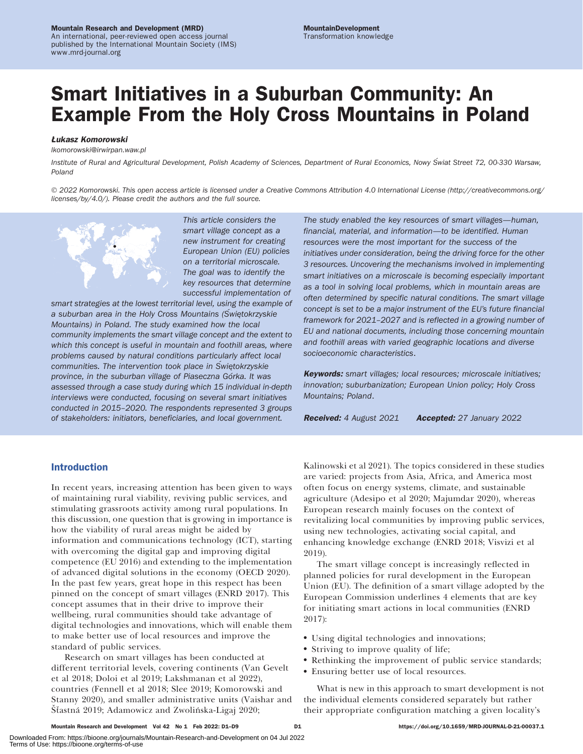# Smart Initiatives in a Suburban Community: An Example From the Holy Cross Mountains in Poland

***Łukasz Komorowski***

*lkomorowski@irwirpan.waw.pl*

*Institute of Rural and Agricultural Development, Polish Academy of Sciences, Department of Rural Economics, Nowy Świat Street 72, 00-330 Warsaw, Poland*

*© 2022 Komorowski. This open access article is licensed under a Creative Commons Attribution 4.0 International License (http://creativecommons.org/licenses/by/4.0/). Please credit the authors and the full source.*

*This article considers the smart village concept as a new instrument for creating European Union (EU) policies on a territorial microscale. The goal was to identify the key resources that determine successful implementation of smart strategies at the lowest territorial level, using the example of a suburban area in the Holy Cross Mountains (Świętokrzyskie Mountains) in Poland. The study examined how the local community implements the smart village concept and the extent to which this concept is useful in mountain and foothill areas, where problems caused by natural conditions particularly affect local communities. The intervention took place in Świętokrzyskie province, in the suburban village of Piaseczna Górka. It was assessed through a case study during which 15 individual in-depth interviews were conducted, focusing on several smart initiatives conducted in 2015–2020. The respondents represented 3 groups of stakeholders: initiators, beneficiaries, and local government. The study enabled the key resources of smart villages—human, financial, material, and information—to be identified. Human resources were the most important for the success of the initiatives under consideration, being the driving force for the other 3 resources. Uncovering the mechanisms involved in implementing smart initiatives on a microscale is becoming especially important as a tool in solving local problems, which in mountain areas are often determined by specific natural conditions. The smart village concept is set to be a major instrument of the EU's future financial framework for 2021–2027 and is reflected in a growing number of EU and national documents, including those concerning mountain and foothill areas with varied geographic locations and diverse socioeconomic characteristics.*

***Keywords:*** *smart villages; local resources; microscale initiatives; innovation; suburbanization; European Union policy; Holy Cross Mountains; Poland.*

***Received:*** *4 August 2021* ***Accepted:*** *27 January 2022*

## Introduction

In recent years, increasing attention has been given to ways of maintaining rural viability, reviving public services, and stimulating grassroots activity among rural populations. In this discussion, one question that is growing in importance is how the viability of rural areas might be aided by information and communications technology (ICT), starting with overcoming the digital gap and improving digital competence (EU 2016) and extending to the implementation of advanced digital solutions in the economy (OECD 2020). In the past few years, great hope in this respect has been pinned on the concept of smart villages (ENRD 2017). This concept assumes that in their drive to improve their wellbeing, rural communities should take advantage of digital technologies and innovations, which will enable them to make better use of local resources and improve the standard of public services.

Research on smart villages has been conducted at different territorial levels, covering continents (Van Gevelt et al 2018; Doloi et al 2019; Lakshmanan et al 2022), countries (Fennell et al 2018; Slee 2019; Komorowski and Stanny 2020), and smaller administrative units (Vaishar and Šťastná 2019; Adamowicz and Zwolińska-Ligaj 2020; Kalinowski et al 2021). The topics considered in these studies are varied: projects from Asia, Africa, and America most often focus on energy systems, climate, and sustainable agriculture (Adesipo et al 2020; Majumdar 2020), whereas European research mainly focuses on the context of revitalizing local communities by improving public services, using new technologies, activating social capital, and enhancing knowledge exchange (ENRD 2018; Visvizi et al 2019).

The smart village concept is increasingly reflected in planned policies for rural development in the European Union (EU). The definition of a smart village adopted by the European Commission underlines 4 elements that are key for initiating smart actions in local communities (ENRD 2017):

- Using digital technologies and innovations;
- Striving to improve quality of life;
- Rethinking the improvement of public service standards;
- Ensuring better use of local resources.

What is new in this approach to smart development is not the individual elements considered separately but rather their appropriate configuration matching a given locality's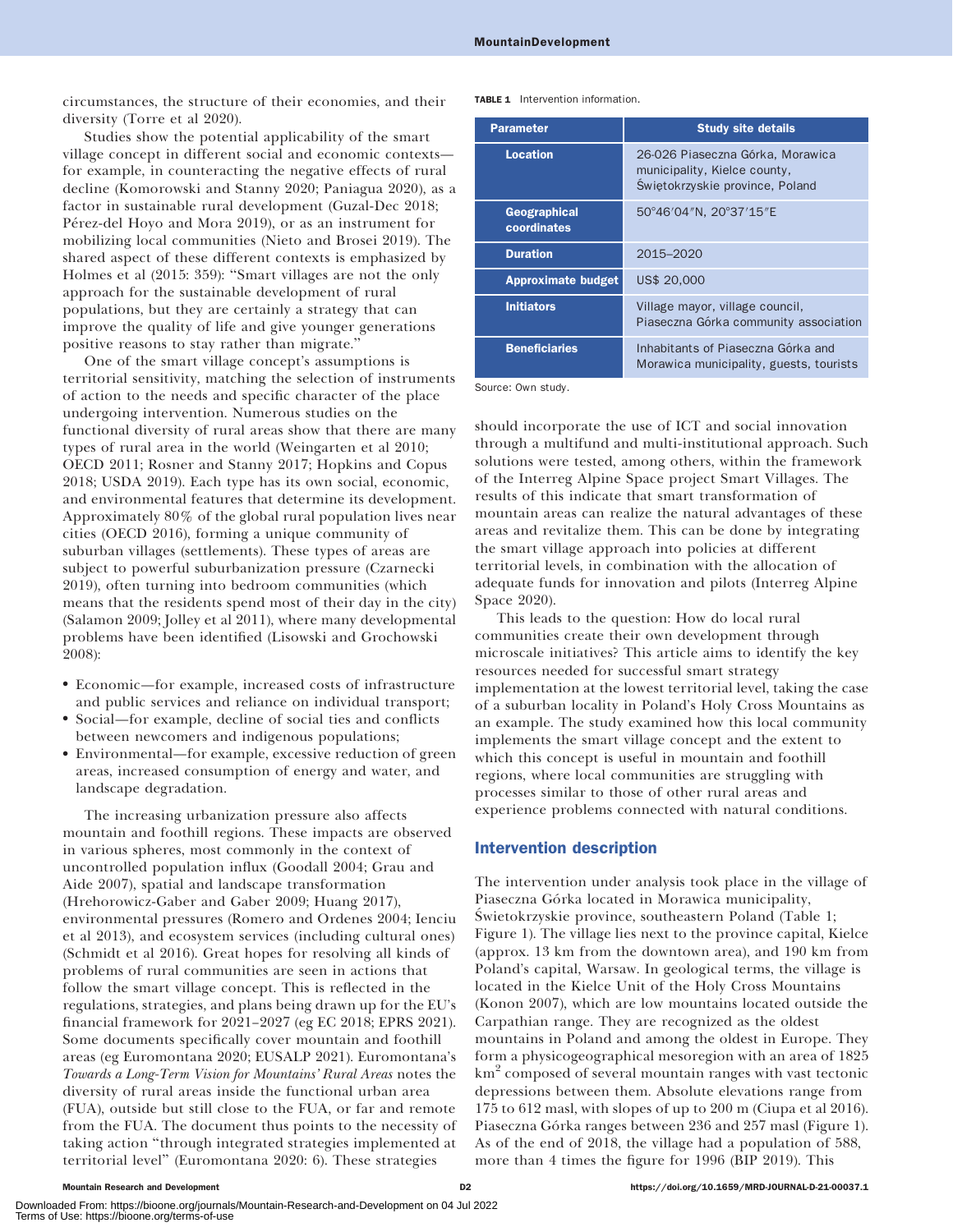circumstances, the structure of their economies, and their diversity (Torre et al 2020).

Studies show the potential applicability of the smart village concept in different social and economic contexts—for example, in counteracting the negative effects of rural decline (Komorowski and Stanny 2020; Paniagua 2020), as a factor in sustainable rural development (Guzal-Dec 2018; Pérez-del Hoyo and Mora 2019), or as an instrument for mobilizing local communities (Nieto and Brosei 2019). The shared aspect of these different contexts is emphasized by Holmes et al (2015: 359): "Smart villages are not the only approach for the sustainable development of rural populations, but they are certainly a strategy that can improve the quality of life and give younger generations positive reasons to stay rather than migrate."

One of the smart village concept's assumptions is territorial sensitivity, matching the selection of instruments of action to the needs and specific character of the place undergoing intervention. Numerous studies on the functional diversity of rural areas show that there are many types of rural area in the world (Weingarten et al 2010; OECD 2011; Rosner and Stanny 2017; Hopkins and Copus 2018; USDA 2019). Each type has its own social, economic, and environmental features that determine its development. Approximately 80% of the global rural population lives near cities (OECD 2016), forming a unique community of suburban villages (settlements). These types of areas are subject to powerful suburbanization pressure (Czarnecki 2019), often turning into bedroom communities (which means that the residents spend most of their day in the city) (Salamon 2009; Jolley et al 2011), where many developmental problems have been identified (Lisowski and Grochowski 2008):

- Economic—for example, increased costs of infrastructure and public services and reliance on individual transport;
- Social—for example, decline of social ties and conflicts between newcomers and indigenous populations;
- Environmental—for example, excessive reduction of green areas, increased consumption of energy and water, and landscape degradation.

The increasing urbanization pressure also affects mountain and foothill regions. These impacts are observed in various spheres, most commonly in the context of uncontrolled population influx (Goodall 2004; Grau and Aide 2007), spatial and landscape transformation (Hrehorowicz-Gaber and Gaber 2009; Huang 2017), environmental pressures (Romero and Ordenes 2004; Ienciu et al 2013), and ecosystem services (including cultural ones) (Schmidt et al 2016). Great hopes for resolving all kinds of problems of rural communities are seen in actions that follow the smart village concept. This is reflected in the regulations, strategies, and plans being drawn up for the EU's financial framework for 2021–2027 (eg EC 2018; EPRS 2021). Some documents specifically cover mountain and foothill areas (eg Euromontana 2020; EUSALP 2021). Euromontana's *Towards a Long-Term Vision for Mountains' Rural Areas* notes the diversity of rural areas inside the functional urban area (FUA), outside but still close to the FUA, or far and remote from the FUA. The document thus points to the necessity of taking action "through integrated strategies implemented at territorial level" (Euromontana 2020: 6). These strategies should incorporate the use of ICT and social innovation through a multifund and multi-institutional approach. Such solutions were tested, among others, within the framework of the Interreg Alpine Space project Smart Villages. The results of this indicate that smart transformation of mountain areas can realize the natural advantages of these areas and revitalize them. This can be done by integrating the smart village approach into policies at different territorial levels, in combination with the allocation of adequate funds for innovation and pilots (Interreg Alpine Space 2020).

This leads to the question: How do local rural communities create their own development through microscale initiatives? This article aims to identify the key resources needed for successful smart strategy implementation at the lowest territorial level, taking the case of a suburban locality in Poland's Holy Cross Mountains as an example. The study examined how this local community implements the smart village concept and the extent to which this concept is useful in mountain and foothill regions, where local communities are struggling with processes similar to those of other rural areas and experience problems connected with natural conditions.

**TABLE 1** Intervention information.

| Parameter | Study site details |
|---|---|
| Location | 26-026 Piaseczna Górka, Morawica municipality, Kielce county, Świętokrzyskie province, Poland |
| Geographical coordinates | 50°46′04″N, 20°37′15″E |
| Duration | 2015–2020 |
| Approximate budget | US$ 20,000 |
| Initiators | Village mayor, village council, Piaseczna Górka community association |
| Beneficiaries | Inhabitants of Piaseczna Górka and Morawica municipality, guests, tourists |

Source: Own study.

## Intervention description

The intervention under analysis took place in the village of Piaseczna Górka located in Morawica municipality, Świetokrzyskie province, southeastern Poland (Table 1; Figure 1). The village lies next to the province capital, Kielce (approx. 13 km from the downtown area), and 190 km from Poland's capital, Warsaw. In geological terms, the village is located in the Kielce Unit of the Holy Cross Mountains (Konon 2007), which are low mountains located outside the Carpathian range. They are recognized as the oldest mountains in Poland and among the oldest in Europe. They form a physicogeographical mesoregion with an area of 1825 km$^2$ composed of several mountain ranges with vast tectonic depressions between them. Absolute elevations range from 175 to 612 masl, with slopes of up to 200 m (Ciupa et al 2016). Piaseczna Górka ranges between 236 and 257 masl (Figure 1). As of the end of 2018, the village had a population of 588, more than 4 times the figure for 1996 (BIP 2019). This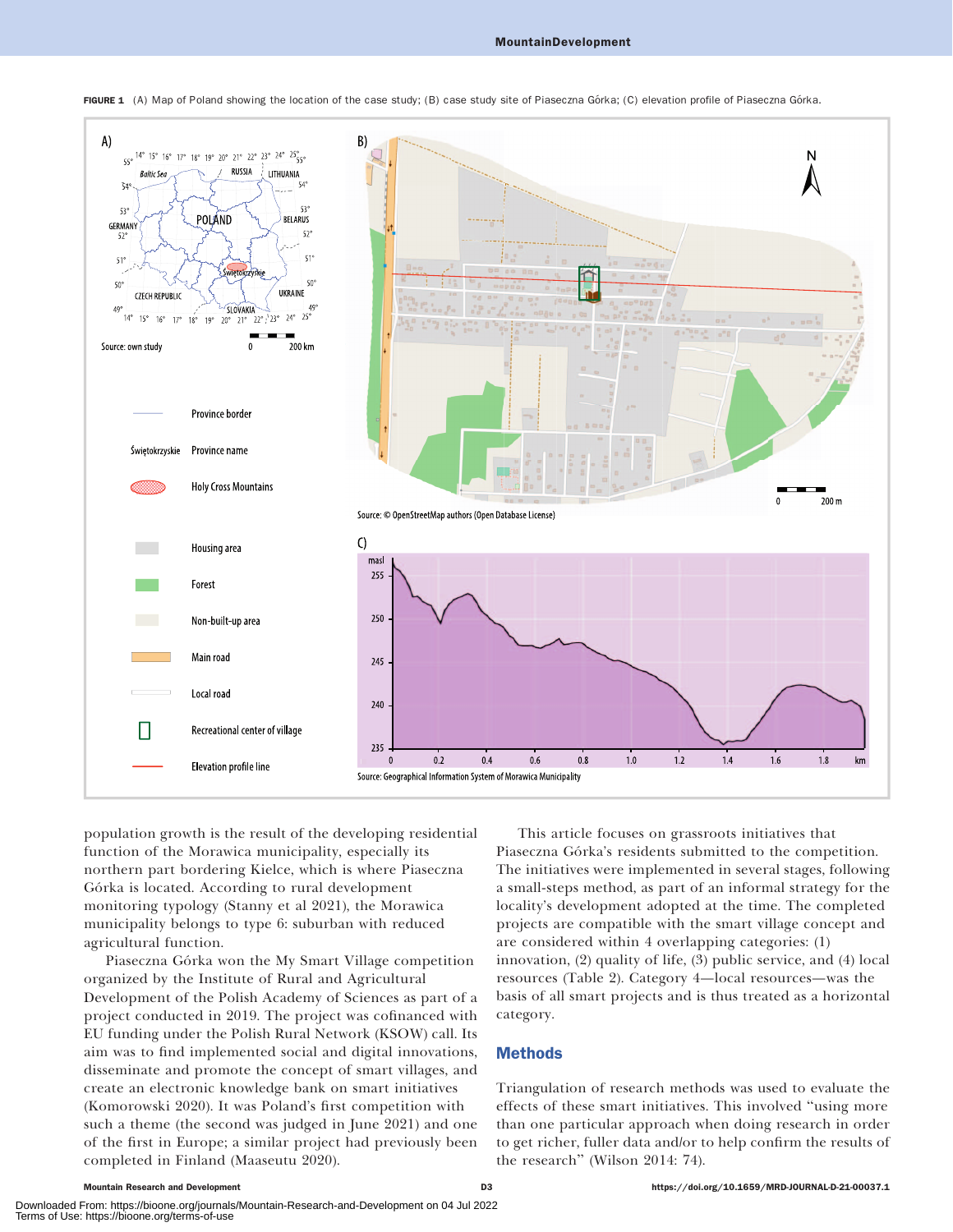FIGURE 1 (A) Map of Poland showing the location of the case study; (B) case study site of Piaseczna Górka; (C) elevation profile of Piaseczna Górka.

population growth is the result of the developing residential function of the Morawica municipality, especially its northern part bordering Kielce, which is where Piaseczna Górka is located. According to rural development monitoring typology (Stanny et al 2021), the Morawica municipality belongs to type 6: suburban with reduced agricultural function.

Piaseczna Górka won the My Smart Village competition organized by the Institute of Rural and Agricultural Development of the Polish Academy of Sciences as part of a project conducted in 2019. The project was cofinanced with EU funding under the Polish Rural Network (KSOW) call. Its aim was to find implemented social and digital innovations, disseminate and promote the concept of smart villages, and create an electronic knowledge bank on smart initiatives (Komorowski 2020). It was Poland's first competition with such a theme (the second was judged in June 2021) and one of the first in Europe; a similar project had previously been completed in Finland (Maaseutu 2020).

This article focuses on grassroots initiatives that Piaseczna Górka's residents submitted to the competition. The initiatives were implemented in several stages, following a small-steps method, as part of an informal strategy for the locality's development adopted at the time. The completed projects are compatible with the smart village concept and are considered within 4 overlapping categories: (1) innovation, (2) quality of life, (3) public service, and (4) local resources (Table 2). Category 4—local resources—was the basis of all smart projects and is thus treated as a horizontal category.

## Methods

Triangulation of research methods was used to evaluate the effects of these smart initiatives. This involved "using more than one particular approach when doing research in order to get richer, fuller data and/or to help confirm the results of the research" (Wilson 2014: 74).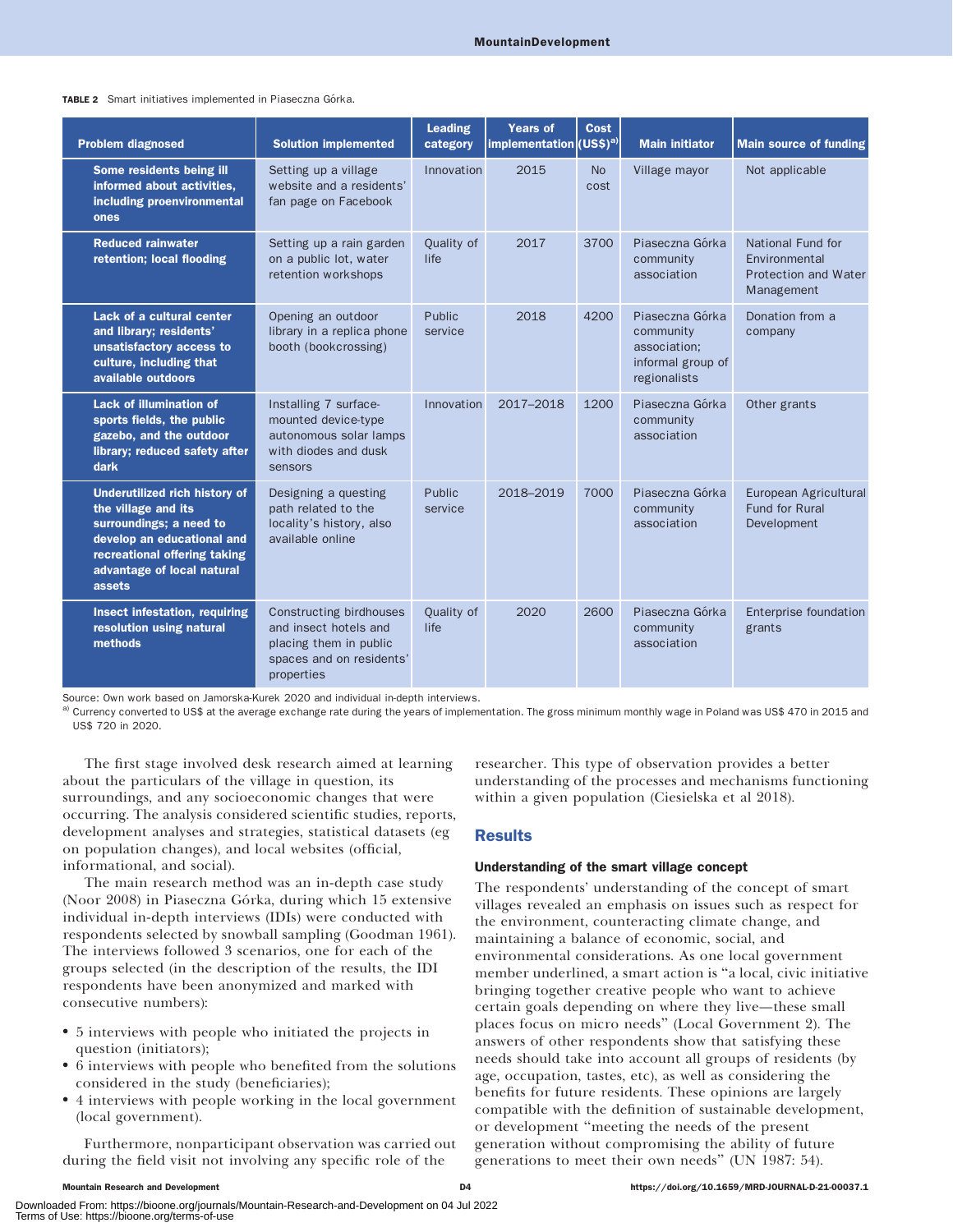**TABLE 2** Smart initiatives implemented in Piaseczna Górka.

| Problem diagnosed | Solution implemented | Leading category | Years of implementation | Cost (US$)[a] | Main initiator | Main source of funding |
|---|---|---|---|---|---|---|
| **Some residents being ill informed about activities, including proenvironmental ones** | Setting up a village website and a residents' fan page on Facebook | Innovation | 2015 | No cost | Village mayor | Not applicable |
| **Reduced rainwater retention; local flooding** | Setting up a rain garden on a public lot, water retention workshops | Quality of life | 2017 | 3700 | Piaseczna Górka community association | National Fund for Environmental Protection and Water Management |
| **Lack of a cultural center and library; residents' unsatisfactory access to culture, including that available outdoors** | Opening an outdoor library in a replica phone booth (bookcrossing) | Public service | 2018 | 4200 | Piaseczna Górka community association; informal group of regionalists | Donation from a company |
| **Lack of illumination of sports fields, the public gazebo, and the outdoor library; reduced safety after dark** | Installing 7 surface-mounted device-type autonomous solar lamps with diodes and dusk sensors | Innovation | 2017–2018 | 1200 | Piaseczna Górka community association | Other grants |
| **Underutilized rich history of the village and its surroundings; a need to develop an educational and recreational offering taking advantage of local natural assets** | Designing a questing path related to the locality's history, also available online | Public service | 2018–2019 | 7000 | Piaseczna Górka community association | European Agricultural Fund for Rural Development |
| **Insect infestation, requiring resolution using natural methods** | Constructing birdhouses and insect hotels and placing them in public spaces and on residents' properties | Quality of life | 2020 | 2600 | Piaseczna Górka community association | Enterprise foundation grants |

Source: Own work based on Jamorska-Kurek 2020 and individual in-depth interviews.
[a] Currency converted to US$ at the average exchange rate during the years of implementation. The gross minimum monthly wage in Poland was US$ 470 in 2015 and US$ 720 in 2020.

The first stage involved desk research aimed at learning about the particulars of the village in question, its surroundings, and any socioeconomic changes that were occurring. The analysis considered scientific studies, reports, development analyses and strategies, statistical datasets (eg on population changes), and local websites (official, informational, and social).

The main research method was an in-depth case study (Noor 2008) in Piaseczna Górka, during which 15 extensive individual in-depth interviews (IDIs) were conducted with respondents selected by snowball sampling (Goodman 1961). The interviews followed 3 scenarios, one for each of the groups selected (in the description of the results, the IDI respondents have been anonymized and marked with consecutive numbers):

- 5 interviews with people who initiated the projects in question (initiators);
- 6 interviews with people who benefited from the solutions considered in the study (beneficiaries);
- 4 interviews with people working in the local government (local government).

Furthermore, nonparticipant observation was carried out during the field visit not involving any specific role of the researcher. This type of observation provides a better understanding of the processes and mechanisms functioning within a given population (Ciesielska et al 2018).

## Results

### Understanding of the smart village concept

The respondents' understanding of the concept of smart villages revealed an emphasis on issues such as respect for the environment, counteracting climate change, and maintaining a balance of economic, social, and environmental considerations. As one local government member underlined, a smart action is "a local, civic initiative bringing together creative people who want to achieve certain goals depending on where they live—these small places focus on micro needs" (Local Government 2). The answers of other respondents show that satisfying these needs should take into account all groups of residents (by age, occupation, tastes, etc), as well as considering the benefits for future residents. These opinions are largely compatible with the definition of sustainable development, or development "meeting the needs of the present generation without compromising the ability of future generations to meet their own needs" (UN 1987: 54).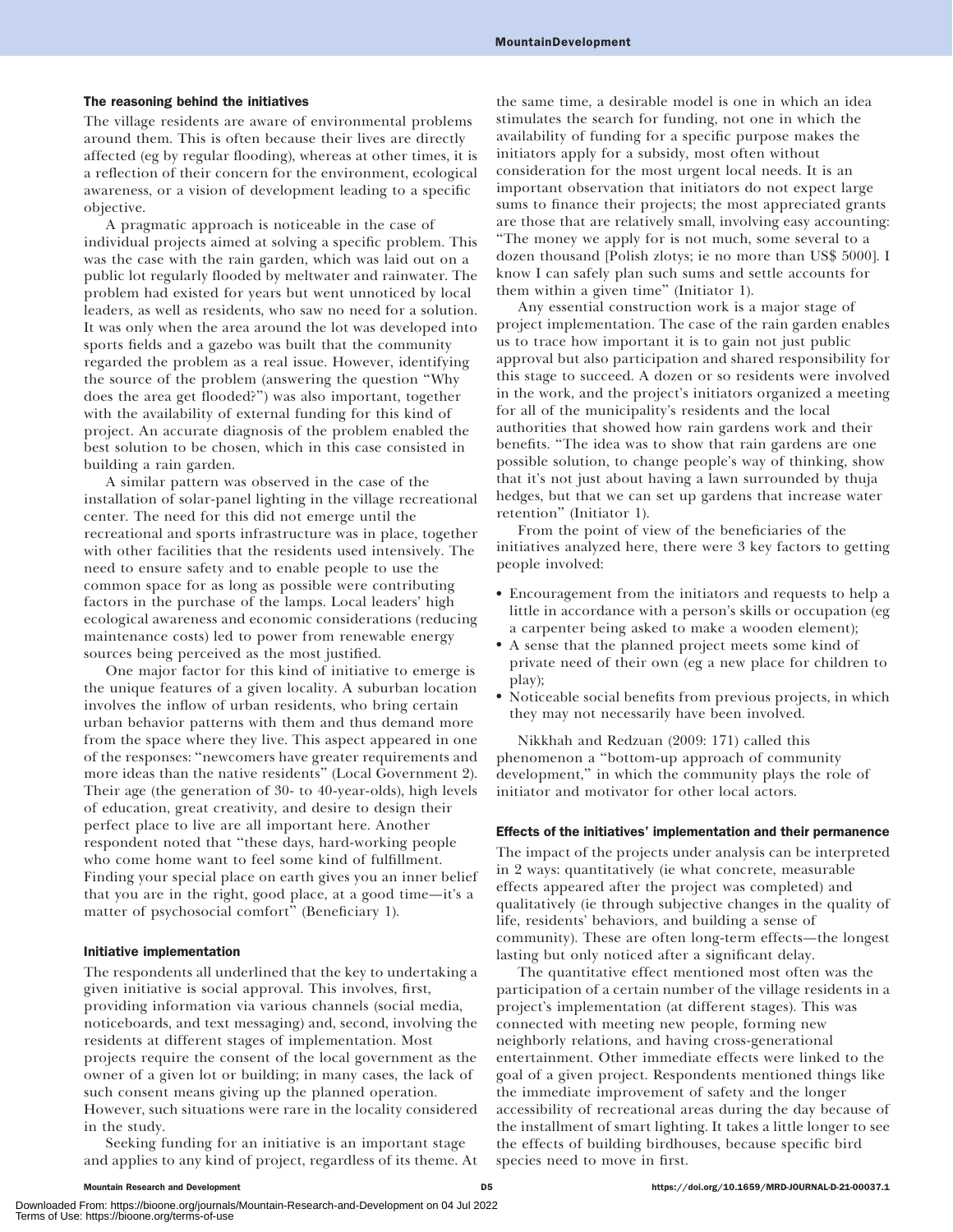### The reasoning behind the initiatives

The village residents are aware of environmental problems around them. This is often because their lives are directly affected (eg by regular flooding), whereas at other times, it is a reflection of their concern for the environment, ecological awareness, or a vision of development leading to a specific objective.

A pragmatic approach is noticeable in the case of individual projects aimed at solving a specific problem. This was the case with the rain garden, which was laid out on a public lot regularly flooded by meltwater and rainwater. The problem had existed for years but went unnoticed by local leaders, as well as residents, who saw no need for a solution. It was only when the area around the lot was developed into sports fields and a gazebo was built that the community regarded the problem as a real issue. However, identifying the source of the problem (answering the question "Why does the area get flooded?") was also important, together with the availability of external funding for this kind of project. An accurate diagnosis of the problem enabled the best solution to be chosen, which in this case consisted in building a rain garden.

A similar pattern was observed in the case of the installation of solar-panel lighting in the village recreational center. The need for this did not emerge until the recreational and sports infrastructure was in place, together with other facilities that the residents used intensively. The need to ensure safety and to enable people to use the common space for as long as possible were contributing factors in the purchase of the lamps. Local leaders' high ecological awareness and economic considerations (reducing maintenance costs) led to power from renewable energy sources being perceived as the most justified.

One major factor for this kind of initiative to emerge is the unique features of a given locality. A suburban location involves the inflow of urban residents, who bring certain urban behavior patterns with them and thus demand more from the space where they live. This aspect appeared in one of the responses: "newcomers have greater requirements and more ideas than the native residents" (Local Government 2). Their age (the generation of 30- to 40-year-olds), high levels of education, great creativity, and desire to design their perfect place to live are all important here. Another respondent noted that "these days, hard-working people who come home want to feel some kind of fulfillment. Finding your special place on earth gives you an inner belief that you are in the right, good place, at a good time—it's a matter of psychosocial comfort" (Beneficiary 1).

### Initiative implementation

The respondents all underlined that the key to undertaking a given initiative is social approval. This involves, first, providing information via various channels (social media, noticeboards, and text messaging) and, second, involving the residents at different stages of implementation. Most projects require the consent of the local government as the owner of a given lot or building; in many cases, the lack of such consent means giving up the planned operation. However, such situations were rare in the locality considered in the study.

Seeking funding for an initiative is an important stage and applies to any kind of project, regardless of its theme. At the same time, a desirable model is one in which an idea stimulates the search for funding, not one in which the availability of funding for a specific purpose makes the initiators apply for a subsidy, most often without consideration for the most urgent local needs. It is an important observation that initiators do not expect large sums to finance their projects; the most appreciated grants are those that are relatively small, involving easy accounting: "The money we apply for is not much, some several to a dozen thousand [Polish zlotys; ie no more than US$ 5000]. I know I can safely plan such sums and settle accounts for them within a given time" (Initiator 1).

Any essential construction work is a major stage of project implementation. The case of the rain garden enables us to trace how important it is to gain not just public approval but also participation and shared responsibility for this stage to succeed. A dozen or so residents were involved in the work, and the project's initiators organized a meeting for all of the municipality's residents and the local authorities that showed how rain gardens work and their benefits. "The idea was to show that rain gardens are one possible solution, to change people's way of thinking, show that it's not just about having a lawn surrounded by thuja hedges, but that we can set up gardens that increase water retention" (Initiator 1).

From the point of view of the beneficiaries of the initiatives analyzed here, there were 3 key factors to getting people involved:

- Encouragement from the initiators and requests to help a little in accordance with a person's skills or occupation (eg a carpenter being asked to make a wooden element);
- A sense that the planned project meets some kind of private need of their own (eg a new place for children to play);
- Noticeable social benefits from previous projects, in which they may not necessarily have been involved.

Nikkhah and Redzuan (2009: 171) called this phenomenon a "bottom-up approach of community development," in which the community plays the role of initiator and motivator for other local actors.

### Effects of the initiatives' implementation and their permanence

The impact of the projects under analysis can be interpreted in 2 ways: quantitatively (ie what concrete, measurable effects appeared after the project was completed) and qualitatively (ie through subjective changes in the quality of life, residents' behaviors, and building a sense of community). These are often long-term effects—the longest lasting but only noticed after a significant delay.

The quantitative effect mentioned most often was the participation of a certain number of the village residents in a project's implementation (at different stages). This was connected with meeting new people, forming new neighborly relations, and having cross-generational entertainment. Other immediate effects were linked to the goal of a given project. Respondents mentioned things like the immediate improvement of safety and the longer accessibility of recreational areas during the day because of the installment of smart lighting. It takes a little longer to see the effects of building birdhouses, because specific bird species need to move in first.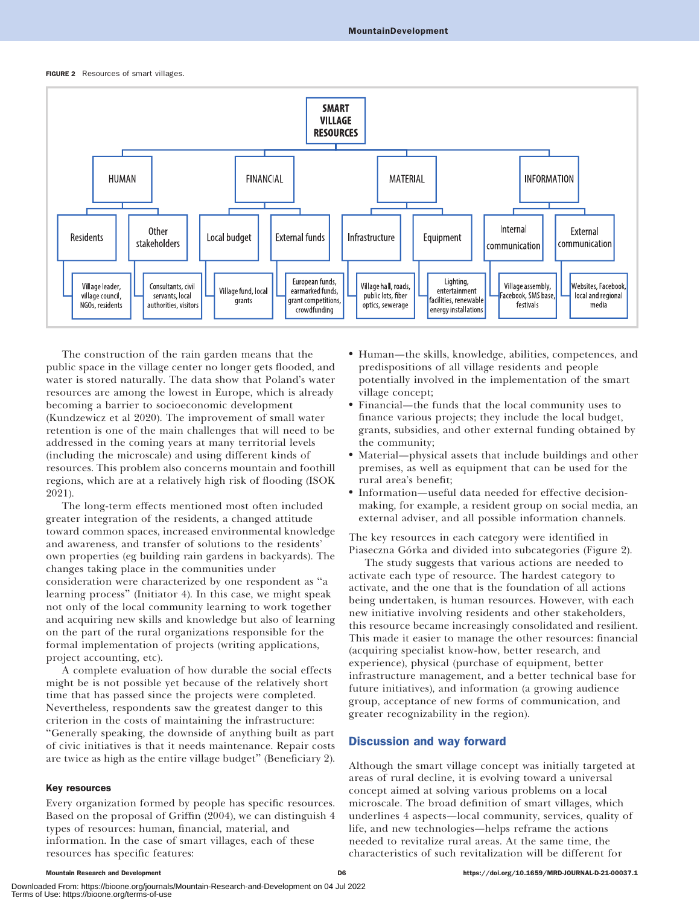FIGURE 2 Resources of smart villages.

SMART VILLAGE RESOURCES

- HUMAN
  - Residents: Village leader, village council, NGOs, residents
  - Other stakeholders: Consultants, civil servants, local authorities, visitors
- FINANCIAL
  - Local budget: Village fund, local grants
  - External funds: European funds, earmarked funds, grant competitions, crowdfunding
- MATERIAL
  - Infrastructure: Village hall, roads, public lots, fiber optics, sewerage
  - Equipment: Lighting, entertainment facilities, renewable energy installations
- INFORMATION
  - Internal communication: Village assembly, Facebook, SMS base, festivals
  - External communication: Websites, Facebook, local and regional media

The construction of the rain garden means that the public space in the village center no longer gets flooded, and water is stored naturally. The data show that Poland's water resources are among the lowest in Europe, which is already becoming a barrier to socioeconomic development (Kundzewicz et al 2020). The improvement of small water retention is one of the main challenges that will need to be addressed in the coming years at many territorial levels (including the microscale) and using different kinds of resources. This problem also concerns mountain and foothill regions, which are at a relatively high risk of flooding (ISOK 2021).

The long-term effects mentioned most often included greater integration of the residents, a changed attitude toward common spaces, increased environmental knowledge and awareness, and transfer of solutions to the residents' own properties (eg building rain gardens in backyards). The changes taking place in the communities under consideration were characterized by one respondent as "a learning process" (Initiator 4). In this case, we might speak not only of the local community learning to work together and acquiring new skills and knowledge but also of learning on the part of the rural organizations responsible for the formal implementation of projects (writing applications, project accounting, etc).

A complete evaluation of how durable the social effects might be is not possible yet because of the relatively short time that has passed since the projects were completed. Nevertheless, respondents saw the greatest danger to this criterion in the costs of maintaining the infrastructure: "Generally speaking, the downside of anything built as part of civic initiatives is that it needs maintenance. Repair costs are twice as high as the entire village budget" (Beneficiary 2).

### Key resources

Every organization formed by people has specific resources. Based on the proposal of Griffin (2004), we can distinguish 4 types of resources: human, financial, material, and information. In the case of smart villages, each of these resources has specific features:

- Human—the skills, knowledge, abilities, competences, and predispositions of all village residents and people potentially involved in the implementation of the smart village concept;
- Financial—the funds that the local community uses to finance various projects; they include the local budget, grants, subsidies, and other external funding obtained by the community;
- Material—physical assets that include buildings and other premises, as well as equipment that can be used for the rural area's benefit;
- Information—useful data needed for effective decision-making, for example, a resident group on social media, an external adviser, and all possible information channels.

The key resources in each category were identified in Piaseczna Górka and divided into subcategories (Figure 2).

The study suggests that various actions are needed to activate each type of resource. The hardest category to activate, and the one that is the foundation of all actions being undertaken, is human resources. However, with each new initiative involving residents and other stakeholders, this resource became increasingly consolidated and resilient. This made it easier to manage the other resources: financial (acquiring specialist know-how, better research, and experience), physical (purchase of equipment, better infrastructure management, and a better technical base for future initiatives), and information (a growing audience group, acceptance of new forms of communication, and greater recognizability in the region).

## Discussion and way forward

Although the smart village concept was initially targeted at areas of rural decline, it is evolving toward a universal concept aimed at solving various problems on a local microscale. The broad definition of smart villages, which underlines 4 aspects—local community, services, quality of life, and new technologies—helps reframe the actions needed to revitalize rural areas. At the same time, the characteristics of such revitalization will be different for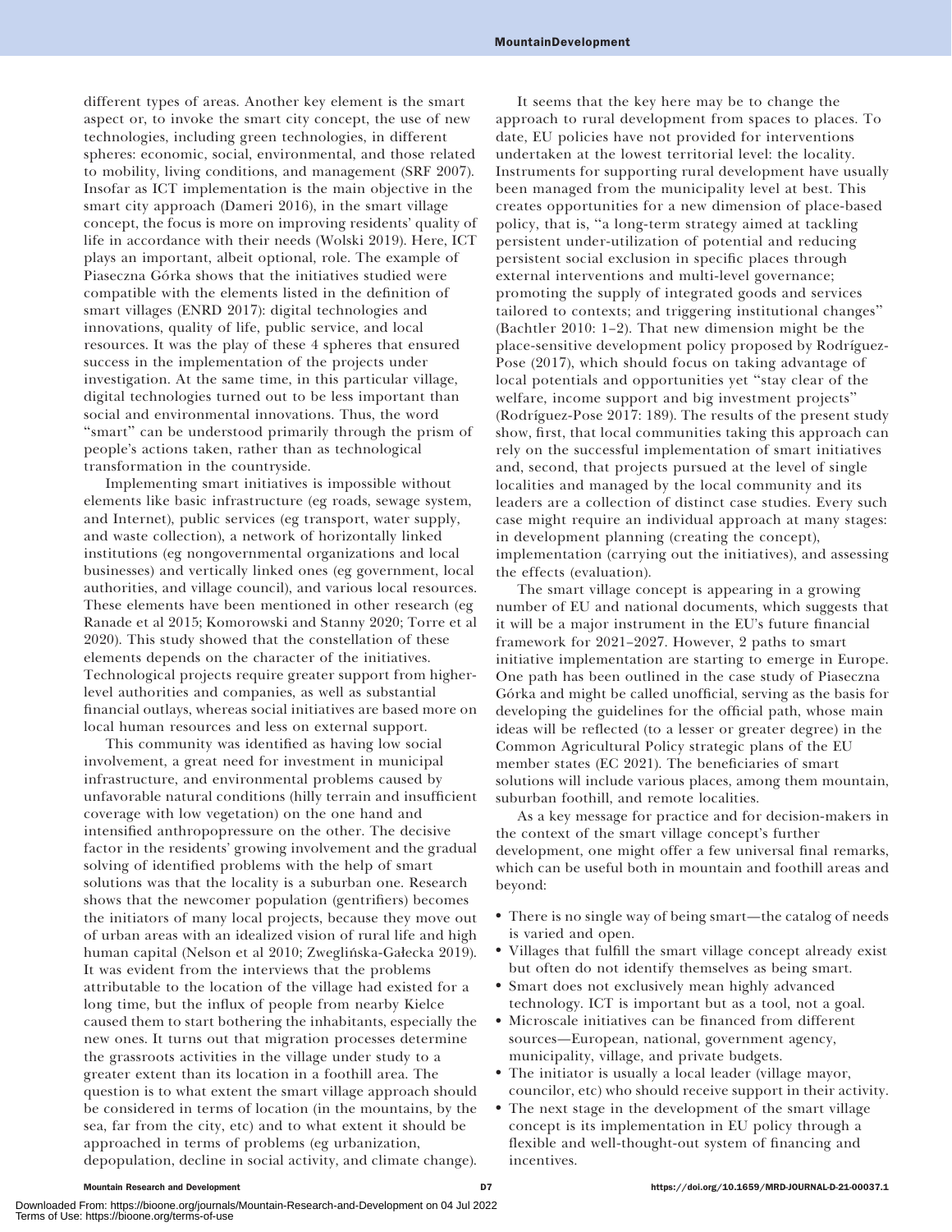different types of areas. Another key element is the smart aspect or, to invoke the smart city concept, the use of new technologies, including green technologies, in different spheres: economic, social, environmental, and those related to mobility, living conditions, and management (SRF 2007). Insofar as ICT implementation is the main objective in the smart city approach (Dameri 2016), in the smart village concept, the focus is more on improving residents' quality of life in accordance with their needs (Wolski 2019). Here, ICT plays an important, albeit optional, role. The example of Piaseczna Górka shows that the initiatives studied were compatible with the elements listed in the definition of smart villages (ENRD 2017): digital technologies and innovations, quality of life, public service, and local resources. It was the play of these 4 spheres that ensured success in the implementation of the projects under investigation. At the same time, in this particular village, digital technologies turned out to be less important than social and environmental innovations. Thus, the word "smart" can be understood primarily through the prism of people's actions taken, rather than as technological transformation in the countryside.

Implementing smart initiatives is impossible without elements like basic infrastructure (eg roads, sewage system, and Internet), public services (eg transport, water supply, and waste collection), a network of horizontally linked institutions (eg nongovernmental organizations and local businesses) and vertically linked ones (eg government, local authorities, and village council), and various local resources. These elements have been mentioned in other research (eg Ranade et al 2015; Komorowski and Stanny 2020; Torre et al 2020). This study showed that the constellation of these elements depends on the character of the initiatives. Technological projects require greater support from higher-level authorities and companies, as well as substantial financial outlays, whereas social initiatives are based more on local human resources and less on external support.

This community was identified as having low social involvement, a great need for investment in municipal infrastructure, and environmental problems caused by unfavorable natural conditions (hilly terrain and insufficient coverage with low vegetation) on the one hand and intensified anthropopressure on the other. The decisive factor in the residents' growing involvement and the gradual solving of identified problems with the help of smart solutions was that the locality is a suburban one. Research shows that the newcomer population (gentrifiers) becomes the initiators of many local projects, because they move out of urban areas with an idealized vision of rural life and high human capital (Nelson et al 2010; Zweglińska-Gałecka 2019). It was evident from the interviews that the problems attributable to the location of the village had existed for a long time, but the influx of people from nearby Kielce caused them to start bothering the inhabitants, especially the new ones. It turns out that migration processes determine the grassroots activities in the village under study to a greater extent than its location in a foothill area. The question is to what extent the smart village approach should be considered in terms of location (in the mountains, by the sea, far from the city, etc) and to what extent it should be approached in terms of problems (eg urbanization, depopulation, decline in social activity, and climate change).

It seems that the key here may be to change the approach to rural development from spaces to places. To date, EU policies have not provided for interventions undertaken at the lowest territorial level: the locality. Instruments for supporting rural development have usually been managed from the municipality level at best. This creates opportunities for a new dimension of place-based policy, that is, "a long-term strategy aimed at tackling persistent under-utilization of potential and reducing persistent social exclusion in specific places through external interventions and multi-level governance; promoting the supply of integrated goods and services tailored to contexts; and triggering institutional changes" (Bachtler 2010: 1–2). That new dimension might be the place-sensitive development policy proposed by Rodríguez-Pose (2017), which should focus on taking advantage of local potentials and opportunities yet "stay clear of the welfare, income support and big investment projects" (Rodríguez-Pose 2017: 189). The results of the present study show, first, that local communities taking this approach can rely on the successful implementation of smart initiatives and, second, that projects pursued at the level of single localities and managed by the local community and its leaders are a collection of distinct case studies. Every such case might require an individual approach at many stages: in development planning (creating the concept), implementation (carrying out the initiatives), and assessing the effects (evaluation).

The smart village concept is appearing in a growing number of EU and national documents, which suggests that it will be a major instrument in the EU's future financial framework for 2021–2027. However, 2 paths to smart initiative implementation are starting to emerge in Europe. One path has been outlined in the case study of Piaseczna Górka and might be called unofficial, serving as the basis for developing the guidelines for the official path, whose main ideas will be reflected (to a lesser or greater degree) in the Common Agricultural Policy strategic plans of the EU member states (EC 2021). The beneficiaries of smart solutions will include various places, among them mountain, suburban foothill, and remote localities.

As a key message for practice and for decision-makers in the context of the smart village concept's further development, one might offer a few universal final remarks, which can be useful both in mountain and foothill areas and beyond:

- There is no single way of being smart—the catalog of needs is varied and open.
- Villages that fulfill the smart village concept already exist but often do not identify themselves as being smart.
- Smart does not exclusively mean highly advanced technology. ICT is important but as a tool, not a goal.
- Microscale initiatives can be financed from different sources—European, national, government agency, municipality, village, and private budgets.
- The initiator is usually a local leader (village mayor, councilor, etc) who should receive support in their activity.
- The next stage in the development of the smart village concept is its implementation in EU policy through a flexible and well-thought-out system of financing and incentives.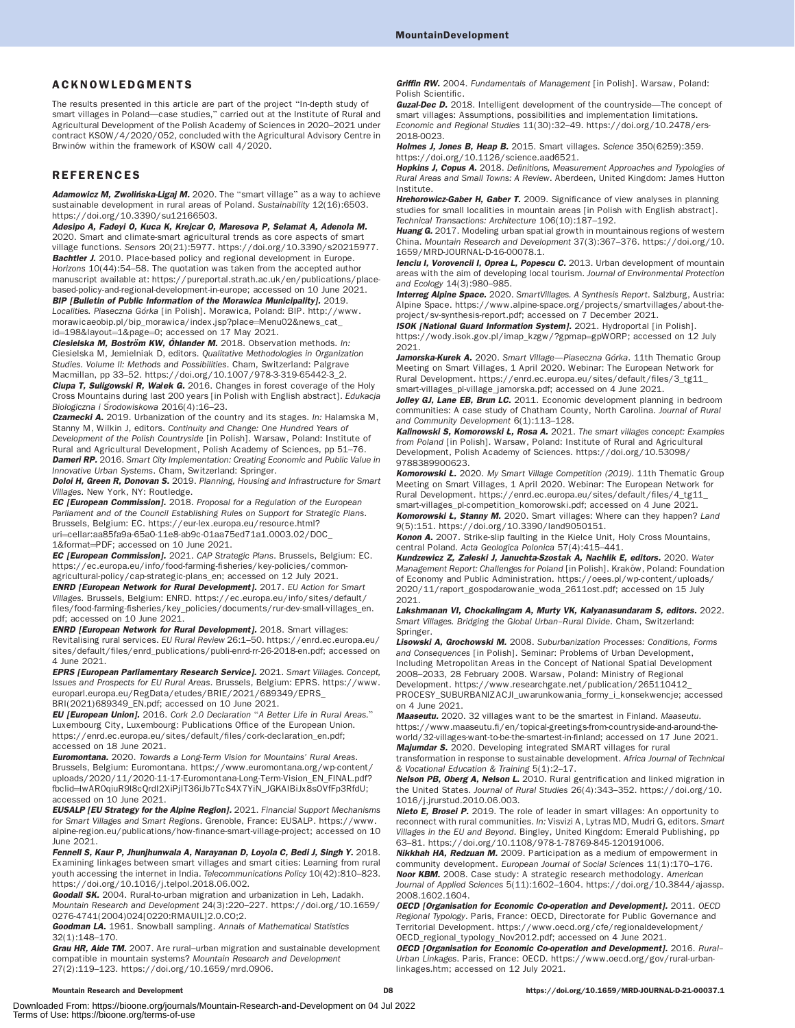## ACKNOWLEDGMENTS

The results presented in this article are part of the project "In-depth study of smart villages in Poland—case studies," carried out at the Institute of Rural and Agricultural Development of the Polish Academy of Sciences in 2020–2021 under contract KSOW/4/2020/052, concluded with the Agricultural Advisory Centre in Brwinów within the framework of KSOW call 4/2020.

## REFERENCES

***Adamowicz M, Zwolińska-Ligaj M.*** 2020. The "smart village" as a way to achieve sustainable development in rural areas of Poland. *Sustainability* 12(16):6503. https://doi.org/10.3390/su12166503.

***Adesipo A, Fadeyi O, Kuca K, Krejcar O, Maresova P, Selamat A, Adenola M.*** 2020. Smart and climate-smart agricultural trends as core aspects of smart village functions. *Sensors* 20(21):5977. https://doi.org/10.3390/s20215977.

***Bachtler J.*** 2010. Place-based policy and regional development in Europe. *Horizons* 10(44):54–58. The quotation was taken from the accepted author manuscript available at: https://pureportal.strath.ac.uk/en/publications/place-based-policy-and-regional-development-in-europe; accessed on 10 June 2021.

***BIP [Bulletin of Public Information of the Morawica Municipality].*** 2019. *Localities. Piaseczna Górka* [in Polish]. Morawica, Poland: BIP. http://www.morawicaeobip.pl/bip_morawica/index.jsp?place=Menu02&news_cat_id=198&layout=1&page=0; accessed on 17 May 2021.

***Ciesielska M, Boström KW, Öhlander M.*** 2018. Observation methods. *In:* Ciesielska M, Jemielniak D, editors. *Qualitative Methodologies in Organization Studies. Volume II: Methods and Possibilities*. Cham, Switzerland: Palgrave Macmillan, pp 33–52. https://doi.org/10.1007/978-3-319-65442-3_2.

***Ciupa T, Suligowski R, Wałek G.*** 2016. Changes in forest coverage of the Holy Cross Mountains during last 200 years [in Polish with English abstract]. *Edukacja Biologiczna i Środowiskowa* 2016(4):16–23.

***Czarnecki A.*** 2019. Urbanization of the country and its stages. *In:* Halamska M, Stanny M, Wilkin J, editors. *Continuity and Change: One Hundred Years of Development of the Polish Countryside* [in Polish]. Warsaw, Poland: Institute of Rural and Agricultural Development, Polish Academy of Sciences, pp 51–76.

***Dameri RP.*** 2016. *Smart City Implementation: Creating Economic and Public Value in Innovative Urban Systems*. Cham, Switzerland: Springer.

***Doloi H, Green R, Donovan S.*** 2019. *Planning, Housing and Infrastructure for Smart Villages*. New York, NY: Routledge.

***EC [European Commission].*** 2018. *Proposal for a Regulation of the European Parliament and of the Council Establishing Rules on Support for Strategic Plans*. Brussels, Belgium: EC. https://eur-lex.europa.eu/resource.html?uri=cellar:aa85fa9a-65a0-11e8-ab9c-01aa75ed71a1.0003.02/DOC_1&format=PDF; accessed on 10 June 2021.

***EC [European Commission].*** 2021. *CAP Strategic Plans*. Brussels, Belgium: EC. https://ec.europa.eu/info/food-farming-fisheries/key-policies/common-agricultural-policy/cap-strategic-plans_en; accessed on 12 July 2021.

***ENRD [European Network for Rural Development].*** 2017. *EU Action for Smart Villages*. Brussels, Belgium: ENRD. https://ec.europa.eu/info/sites/default/files/food-farming-fisheries/key_policies/documents/rur-dev-small-villages_en.pdf; accessed on 10 June 2021.

***ENRD [European Network for Rural Development].*** 2018. Smart villages: Revitalising rural services. *EU Rural Review* 26:1–50. https://enrd.ec.europa.eu/sites/default/files/enrd_publications/publi-enrd-rr-26-2018-en.pdf; accessed on 4 June 2021.

***EPRS [European Parliamentary Research Service].*** 2021. *Smart Villages. Concept, Issues and Prospects for EU Rural Areas*. Brussels, Belgium: EPRS. https://www.europarl.europa.eu/RegData/etudes/BRIE/2021/689349/EPRS_BRI(2021)689349_EN.pdf; accessed on 10 June 2021.

***EU [European Union].*** 2016. *Cork 2.0 Declaration "A Better Life in Rural Areas."* Luxembourg City, Luxembourg: Publications Office of the European Union. https://enrd.ec.europa.eu/sites/default/files/cork-declaration_en.pdf; accessed on 18 June 2021.

***Euromontana.*** 2020. *Towards a Long-Term Vision for Mountains' Rural Areas*. Brussels, Belgium: Euromontana. https://www.euromontana.org/wp-content/uploads/2020/11/2020-11-17-Euromontana-Long-Term-Vision_EN_FINAL.pdf?fbclid=IwAR0qiuR9I8cQrdI2XiPjIT36iJb7TcS4X7YiN_JGKAIBiJx8sOVfFp3RfdU; accessed on 10 June 2021.

***EUSALP [EU Strategy for the Alpine Region].*** 2021. *Financial Support Mechanisms for Smart Villages and Smart Regions*. Grenoble, France: EUSALP. https://www.alpine-region.eu/publications/how-finance-smart-village-project; accessed on 10 June 2021.

***Fennell S, Kaur P, Jhunjhunwala A, Narayanan D, Loyola C, Bedi J, Singh Y.*** 2018. Examining linkages between smart villages and smart cities: Learning from rural youth accessing the internet in India. *Telecommunications Policy* 10(42):810–823. https://doi.org/10.1016/j.telpol.2018.06.002.

***Goodall SK.*** 2004. Rural-to-urban migration and urbanization in Leh, Ladakh. *Mountain Research and Development* 24(3):220–227. https://doi.org/10.1659/0276-4741(2004)024[0220:RMAUIL]2.0.CO;2.

***Goodman LA.*** 1961. Snowball sampling. *Annals of Mathematical Statistics* 32(1):148–170.

***Grau HR, Aide TM.*** 2007. Are rural–urban migration and sustainable development compatible in mountain systems? *Mountain Research and Development* 27(2):119–123. https://doi.org/10.1659/mrd.0906.

***Griffin RW.*** 2004. *Fundamentals of Management* [in Polish]. Warsaw, Poland: Polish Scientific.

***Guzal-Dec D.*** 2018. Intelligent development of the countryside—The concept of smart villages: Assumptions, possibilities and implementation limitations. *Economic and Regional Studies* 11(30):32–49. https://doi.org/10.2478/ers-2018-0023.

***Holmes J, Jones B, Heap B.*** 2015. Smart villages. *Science* 350(6259):359. https://doi.org/10.1126/science.aad6521.

***Hopkins J, Copus A.*** 2018. *Definitions, Measurement Approaches and Typologies of Rural Areas and Small Towns: A Review*. Aberdeen, United Kingdom: James Hutton Institute.

***Hrehorowicz-Gaber H, Gaber T.*** 2009. Significance of view analyses in planning studies for small localities in mountain areas [in Polish with English abstract]. *Technical Transactions: Architecture* 106(10):187–192.

***Huang G.*** 2017. Modeling urban spatial growth in mountainous regions of western China. *Mountain Research and Development* 37(3):367–376. https://doi.org/10.1659/MRD-JOURNAL-D-16-00078.1.

***Ienciu I, Vorovencii I, Oprea L, Popescu C.*** 2013. Urban development of mountain areas with the aim of developing local tourism. *Journal of Environmental Protection and Ecology* 14(3):980–985.

***Interreg Alpine Space.*** 2020. *SmartVillages. A Synthesis Report*. Salzburg, Austria: Alpine Space. https://www.alpine-space.org/projects/smartvillages/about-the-project/sv-synthesis-report.pdf; accessed on 7 December 2021.

***ISOK [National Guard Information System].*** 2021. Hydroportal [in Polish]. https://wody.isok.gov.pl/imap_kzgw/?gpmap=gpWORP; accessed on 12 July 2021.

***Jamorska-Kurek A.*** 2020. *Smart Village—Piaseczna Górka*. 11th Thematic Group Meeting on Smart Villages, 1 April 2020. Webinar: The European Network for Rural Development. https://enrd.ec.europa.eu/sites/default/files/3_tg11_smart-villages_pl-village_jamorska.pdf; accessed on 4 June 2021.

***Jolley GJ, Lane EB, Brun LC.*** 2011. Economic development planning in bedroom communities: A case study of Chatham County, North Carolina. *Journal of Rural and Community Development* 6(1):113–128.

***Kalinowski S, Komorowski Ł, Rosa A.*** 2021. *The smart villages concept: Examples from Poland* [in Polish]. Warsaw, Poland: Institute of Rural and Agricultural Development, Polish Academy of Sciences. https://doi.org/10.53098/9788389900623.

***Komorowski Ł.*** 2020. *My Smart Village Competition (2019)*. 11th Thematic Group Meeting on Smart Villages, 1 April 2020. Webinar: The European Network for Rural Development. https://enrd.ec.europa.eu/sites/default/files/4_tg11_smart-villages_pl-competition_komorowski.pdf; accessed on 4 June 2021.

***Komorowski Ł, Stanny M.*** 2020. Smart villages: Where can they happen? *Land* 9(5):151. https://doi.org/10.3390/land9050151.

***Konon A.*** 2007. Strike-slip faulting in the Kielce Unit, Holy Cross Mountains, central Poland. *Acta Geologica Polonica* 57(4):415–441.

***Kundzewicz Z, Zaleski J, Januchta-Szostak A, Nachlik E, editors.*** 2020. *Water Management Report: Challenges for Poland* [in Polish]. Kraków, Poland: Foundation of Economy and Public Administration. https://oees.pl/wp-content/uploads/2020/11/raport_gospodarowanie_woda_2611ost.pdf; accessed on 15 July 2021.

***Lakshmanan VI, Chockalingam A, Murty VK, Kalyanasundaram S, editors.*** 2022. *Smart Villages. Bridging the Global Urban–Rural Divide*. Cham, Switzerland: Springer.

***Lisowski A, Grochowski M.*** 2008. *Suburbanization Processes: Conditions, Forms and Consequences* [in Polish]. Seminar: Problems of Urban Development, Including Metropolitan Areas in the Concept of National Spatial Development 2008–2033, 28 February 2008. Warsaw, Poland: Ministry of Regional Development. https://www.researchgate.net/publication/265110412_PROCESY_SUBURBANIZACJI_uwarunkowania_formy_i_konsekwencje; accessed on 4 June 2021.

***Maaseutu.*** 2020. 32 villages want to be the smartest in Finland. *Maaseutu*. https://www.maaseutu.fi/en/topical-greetings-from-countryside-and-around-the-world/32-villages-want-to-be-the-smartest-in-finland; accessed on 17 June 2021.

***Majumdar S.*** 2020. Developing integrated SMART villages for rural transformation in response to sustainable development. *Africa Journal of Technical & Vocational Education & Training* 5(1):2–17.

***Nelson PB, Oberg A, Nelson L.*** 2010. Rural gentrification and linked migration in the United States. *Journal of Rural Studies* 26(4):343–352. https://doi.org/10.1016/j.jrurstud.2010.06.003.

***Nieto E, Brosei P.*** 2019. The role of leader in smart villages: An opportunity to reconnect with rural communities. *In:* Visvizi A, Lytras MD, Mudri G, editors. *Smart Villages in the EU and Beyond*. Bingley, United Kingdom: Emerald Publishing, pp 63–81. https://doi.org/10.1108/978-1-78769-845-120191006.

***Nikkhah HA, Redzuan M.*** 2009. Participation as a medium of empowerment in community development. *European Journal of Social Sciences* 11(1):170–176.

***Noor KBM.*** 2008. Case study: A strategic research methodology. *American Journal of Applied Sciences* 5(11):1602–1604. https://doi.org/10.3844/ajassp.2008.1602.1604.

***OECD [Organisation for Economic Co-operation and Development].*** 2011. *OECD Regional Typology*. Paris, France: OECD, Directorate for Public Governance and Territorial Development. https://www.oecd.org/cfe/regionaldevelopment/OECD_regional_typology_Nov2012.pdf; accessed on 4 June 2021.

***OECD [Organisation for Economic Co-operation and Development].*** 2016. *Rural–Urban Linkages*. Paris, France: OECD. https://www.oecd.org/gov/rural-urban-linkages.htm; accessed on 12 July 2021.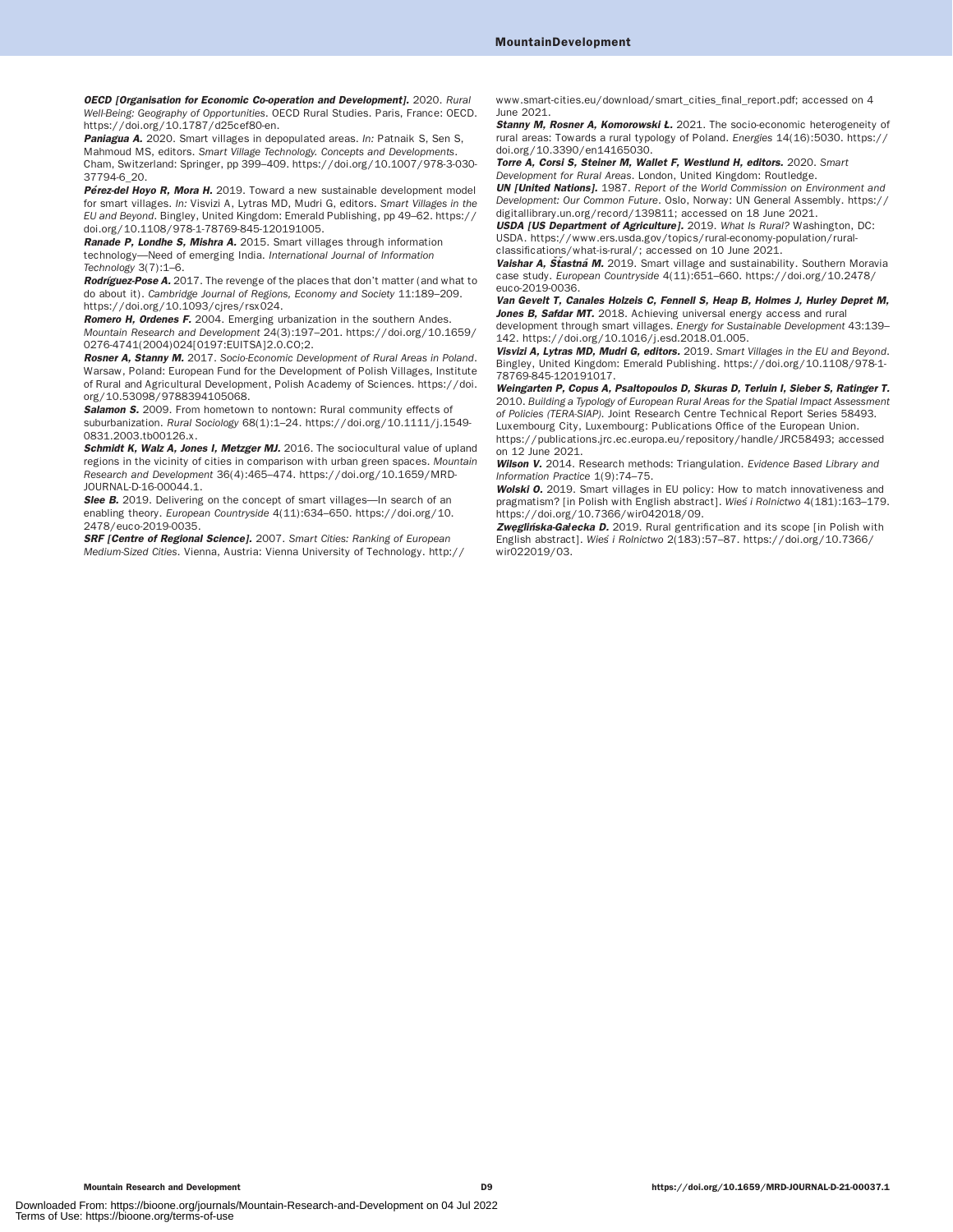***OECD [Organisation for Economic Co-operation and Development].*** 2020. *Rural Well-Being: Geography of Opportunities*. OECD Rural Studies. Paris, France: OECD. https://doi.org/10.1787/d25cef80-en.

***Paniagua A.*** 2020. Smart villages in depopulated areas. *In:* Patnaik S, Sen S, Mahmoud MS, editors. *Smart Village Technology. Concepts and Developments*. Cham, Switzerland: Springer, pp 399–409. https://doi.org/10.1007/978-3-030-37794-6_20.

***Pérez-del Hoyo R, Mora H.*** 2019. Toward a new sustainable development model for smart villages. *In:* Visvizi A, Lytras MD, Mudri G, editors. *Smart Villages in the EU and Beyond*. Bingley, United Kingdom: Emerald Publishing, pp 49–62. https://doi.org/10.1108/978-1-78769-845-120191005.

***Ranade P, Londhe S, Mishra A.*** 2015. Smart villages through information technology—Need of emerging India. *International Journal of Information Technology* 3(7):1–6.

***Rodríguez-Pose A.*** 2017. The revenge of the places that don't matter (and what to do about it). *Cambridge Journal of Regions, Economy and Society* 11:189–209. https://doi.org/10.1093/cjres/rsx024.

***Romero H, Ordenes F.*** 2004. Emerging urbanization in the southern Andes. *Mountain Research and Development* 24(3):197–201. https://doi.org/10.1659/0276-4741(2004)024[0197:EUITSA]2.0.CO;2.

***Rosner A, Stanny M.*** 2017. *Socio-Economic Development of Rural Areas in Poland*. Warsaw, Poland: European Fund for the Development of Polish Villages, Institute of Rural and Agricultural Development, Polish Academy of Sciences. https://doi.org/10.53098/9788394105068.

***Salamon S.*** 2009. From hometown to nontown: Rural community effects of suburbanization. *Rural Sociology* 68(1):1–24. https://doi.org/10.1111/j.1549-0831.2003.tb00126.x.

***Schmidt K, Walz A, Jones I, Metzger MJ.*** 2016. The sociocultural value of upland regions in the vicinity of cities in comparison with urban green spaces. *Mountain Research and Development* 36(4):465–474. https://doi.org/10.1659/MRD-JOURNAL-D-16-00044.1.

***Slee B.*** 2019. Delivering on the concept of smart villages—In search of an enabling theory. *European Countryside* 4(11):634–650. https://doi.org/10.2478/euco-2019-0035.

***SRF [Centre of Regional Science].*** 2007. *Smart Cities: Ranking of European Medium-Sized Cities*. Vienna, Austria: Vienna University of Technology. http://www.smart-cities.eu/download/smart_cities_final_report.pdf; accessed on 4 June 2021.

***Stanny M, Rosner A, Komorowski Ł.*** 2021. The socio-economic heterogeneity of rural areas: Towards a rural typology of Poland. *Energies* 14(16):5030. https://doi.org/10.3390/en14165030.

***Torre A, Corsi S, Steiner M, Wallet F, Westlund H, editors.*** 2020. *Smart Development for Rural Areas*. London, United Kingdom: Routledge.

***UN [United Nations].*** 1987. *Report of the World Commission on Environment and Development: Our Common Future*. Oslo, Norway: UN General Assembly. https://digitallibrary.un.org/record/139811; accessed on 18 June 2021.

***USDA [US Department of Agriculture].*** 2019. *What Is Rural?* Washington, DC: USDA. https://www.ers.usda.gov/topics/rural-economy-population/rural-classifications/what-is-rural/; accessed on 10 June 2021.

***Vaishar A, Šťastná M.*** 2019. Smart village and sustainability. Southern Moravia case study. *European Countryside* 4(11):651–660. https://doi.org/10.2478/euco-2019-0036.

***Van Gevelt T, Canales Holzeis C, Fennell S, Heap B, Holmes J, Hurley Depret M, Jones B, Safdar MT.*** 2018. Achieving universal energy access and rural development through smart villages. *Energy for Sustainable Development* 43:139–142. https://doi.org/10.1016/j.esd.2018.01.005.

***Visvizi A, Lytras MD, Mudri G, editors.*** 2019. *Smart Villages in the EU and Beyond*. Bingley, United Kingdom: Emerald Publishing. https://doi.org/10.1108/978-1-78769-845-120191017.

***Weingarten P, Copus A, Psaltopoulos D, Skuras D, Terluin I, Sieber S, Ratinger T.*** 2010. *Building a Typology of European Rural Areas for the Spatial Impact Assessment of Policies (TERA-SIAP)*. Joint Research Centre Technical Report Series 58493. Luxembourg City, Luxembourg: Publications Office of the European Union. https://publications.jrc.ec.europa.eu/repository/handle/JRC58493; accessed on 12 June 2021.

***Wilson V.*** 2014. Research methods: Triangulation. *Evidence Based Library and Information Practice* 1(9):74–75.

***Wolski O.*** 2019. Smart villages in EU policy: How to match innovativeness and pragmatism? [in Polish with English abstract]. *Wieś i Rolnictwo* 4(181):163–179. https://doi.org/10.7366/wir042018/09.

***Zwęglińska-Gałecka D.*** 2019. Rural gentrification and its scope [in Polish with English abstract]. *Wieś i Rolnictwo* 2(183):57–87. https://doi.org/10.7366/wir022019/03.